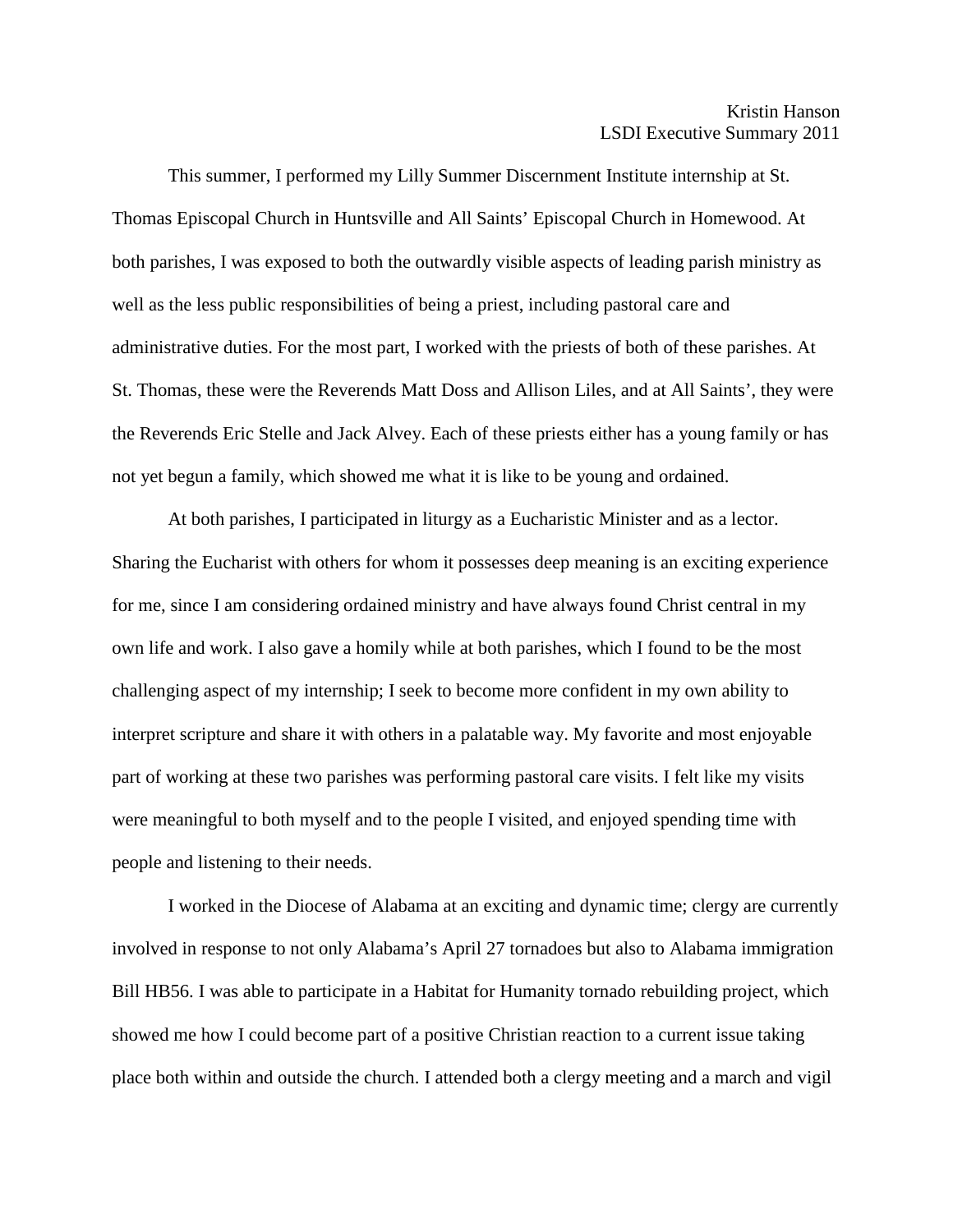Kristin Hanson
LSDI Executive Summary 2011

This summer, I performed my Lilly Summer Discernment Institute internship at St. Thomas Episcopal Church in Huntsville and All Saints' Episcopal Church in Homewood. At both parishes, I was exposed to both the outwardly visible aspects of leading parish ministry as well as the less public responsibilities of being a priest, including pastoral care and administrative duties. For the most part, I worked with the priests of both of these parishes. At St. Thomas, these were the Reverends Matt Doss and Allison Liles, and at All Saints', they were the Reverends Eric Stelle and Jack Alvey. Each of these priests either has a young family or has not yet begun a family, which showed me what it is like to be young and ordained.

At both parishes, I participated in liturgy as a Eucharistic Minister and as a lector. Sharing the Eucharist with others for whom it possesses deep meaning is an exciting experience for me, since I am considering ordained ministry and have always found Christ central in my own life and work. I also gave a homily while at both parishes, which I found to be the most challenging aspect of my internship; I seek to become more confident in my own ability to interpret scripture and share it with others in a palatable way. My favorite and most enjoyable part of working at these two parishes was performing pastoral care visits. I felt like my visits were meaningful to both myself and to the people I visited, and enjoyed spending time with people and listening to their needs.

I worked in the Diocese of Alabama at an exciting and dynamic time; clergy are currently involved in response to not only Alabama's April 27 tornadoes but also to Alabama immigration Bill HB56. I was able to participate in a Habitat for Humanity tornado rebuilding project, which showed me how I could become part of a positive Christian reaction to a current issue taking place both within and outside the church. I attended both a clergy meeting and a march and vigil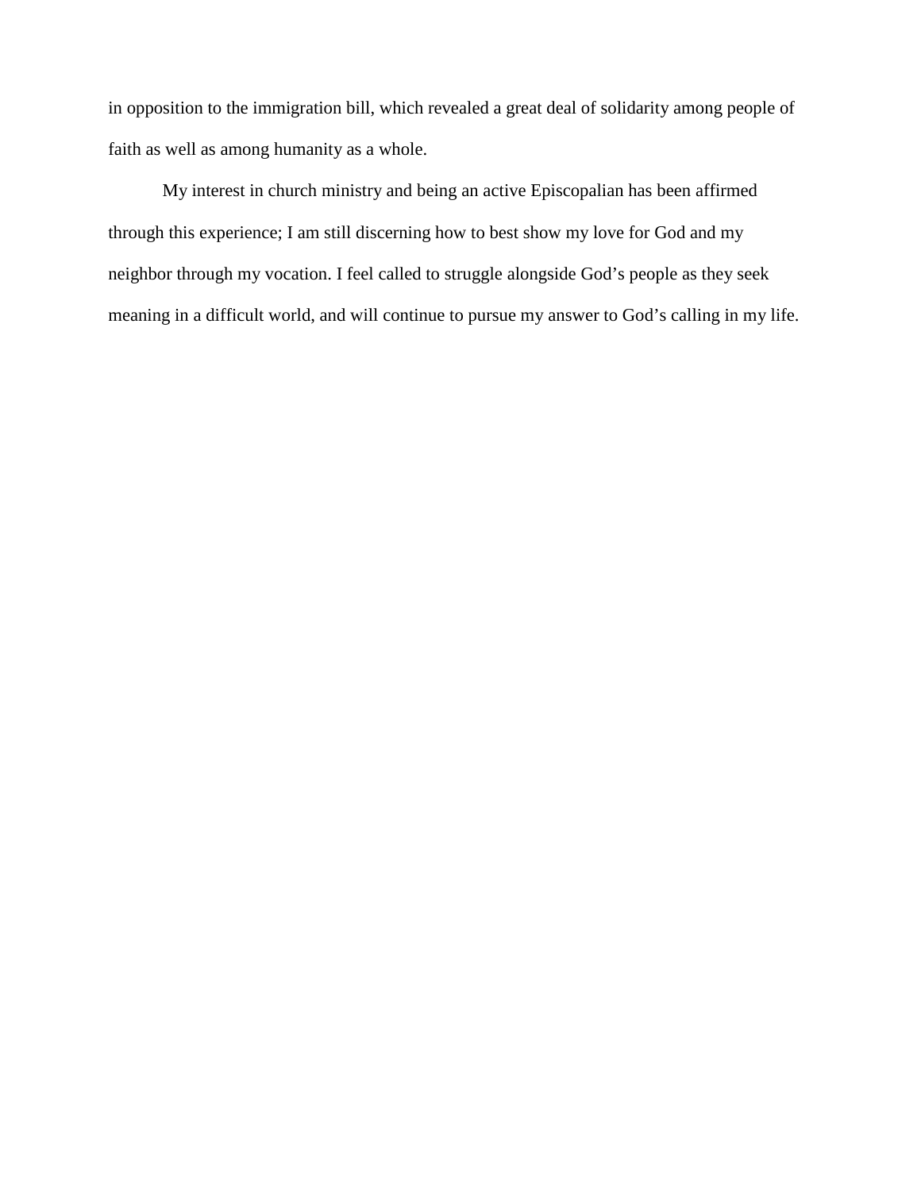in opposition to the immigration bill, which revealed a great deal of solidarity among people of faith as well as among humanity as a whole.

My interest in church ministry and being an active Episcopalian has been affirmed through this experience; I am still discerning how to best show my love for God and my neighbor through my vocation. I feel called to struggle alongside God's people as they seek meaning in a difficult world, and will continue to pursue my answer to God's calling in my life.